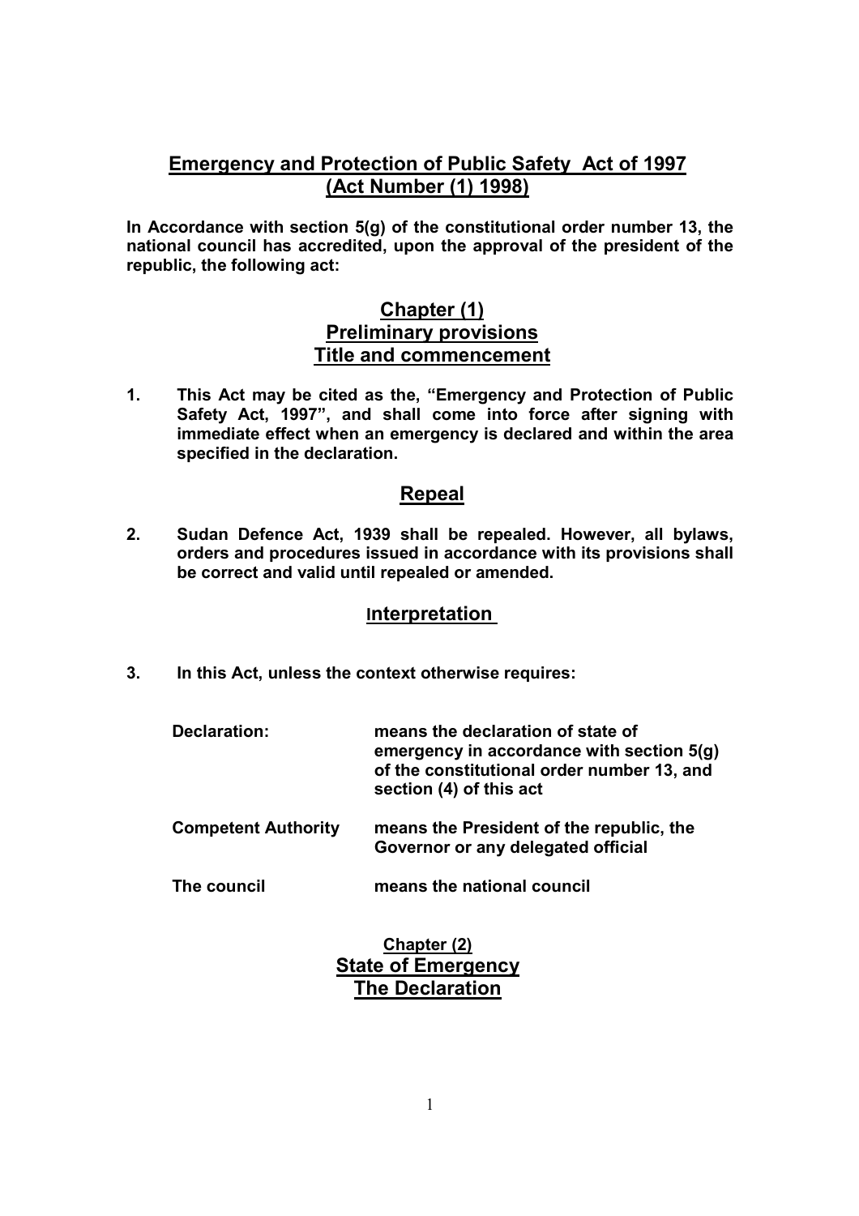# Emergency and Protection of Public Safety Act of 1997 (Act Number (1) 1998)

**In Accordance with section 5(g) of the constitutional order number 13, the national council has accredited, upon the approval of the president of the republic, the following act:**

## Chapter (1)
## Preliminary provisions
## Title and commencement

**1. This Act may be cited as the, "Emergency and Protection of Public Safety Act, 1997", and shall come into force after signing with immediate effect when an emergency is declared and within the area specified in the declaration.**

## Repeal

**2. Sudan Defence Act, 1939 shall be repealed. However, all bylaws, orders and procedures issued in accordance with its provisions shall be correct and valid until repealed or amended.**

## Interpretation

**3. In this Act, unless the context otherwise requires:**

| | |
|---|---|
| **Declaration:** | **means the declaration of state of emergency in accordance with section 5(g) of the constitutional order number 13, and section (4) of this act** |
| **Competent Authority** | **means the President of the republic, the Governor or any delegated official** |
| **The council** | **means the national council** |

## Chapter (2)
## State of Emergency
## The Declaration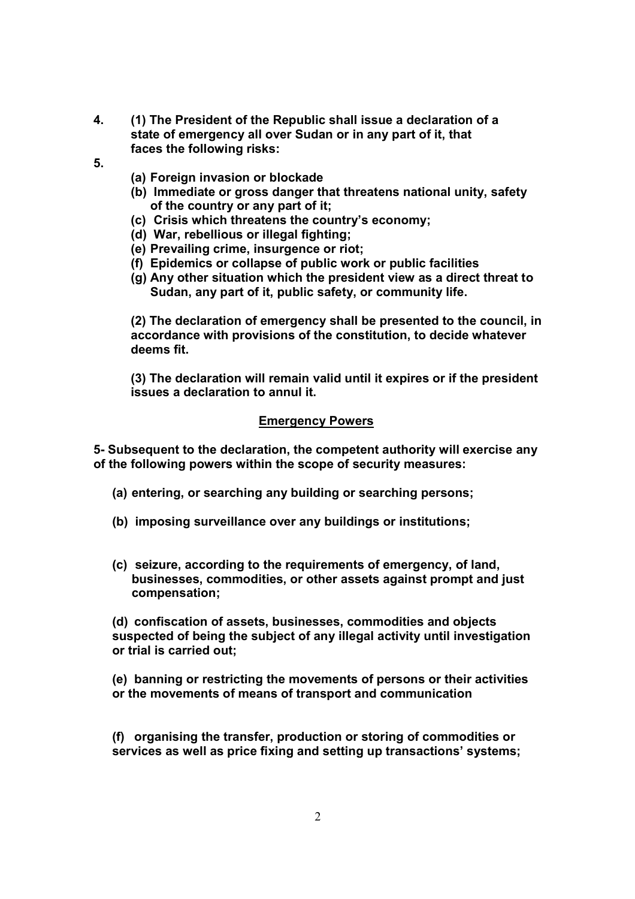**4.** **(1) The President of the Republic shall issue a declaration of a state of emergency all over Sudan or in any part of it, that faces the following risks:**

**5.**

- **(a) Foreign invasion or blockade**
- **(b) Immediate or gross danger that threatens national unity, safety of the country or any part of it;**
- **(c) Crisis which threatens the country's economy;**
- **(d) War, rebellious or illegal fighting;**
- **(e) Prevailing crime, insurgence or riot;**
- **(f) Epidemics or collapse of public work or public facilities**
- **(g) Any other situation which the president view as a direct threat to Sudan, any part of it, public safety, or community life.**

**(2) The declaration of emergency shall be presented to the council, in accordance with provisions of the constitution, to decide whatever deems fit.**

**(3) The declaration will remain valid until it expires or if the president issues a declaration to annul it.**

## Emergency Powers

**5- Subsequent to the declaration, the competent authority will exercise any of the following powers within the scope of security measures:**

- **(a) entering, or searching any building or searching persons;**
- **(b) imposing surveillance over any buildings or institutions;**
- **(c) seizure, according to the requirements of emergency, of land, businesses, commodities, or other assets against prompt and just compensation;**
- **(d) confiscation of assets, businesses, commodities and objects suspected of being the subject of any illegal activity until investigation or trial is carried out;**
- **(e) banning or restricting the movements of persons or their activities or the movements of means of transport and communication**
- **(f) organising the transfer, production or storing of commodities or services as well as price fixing and setting up transactions' systems;**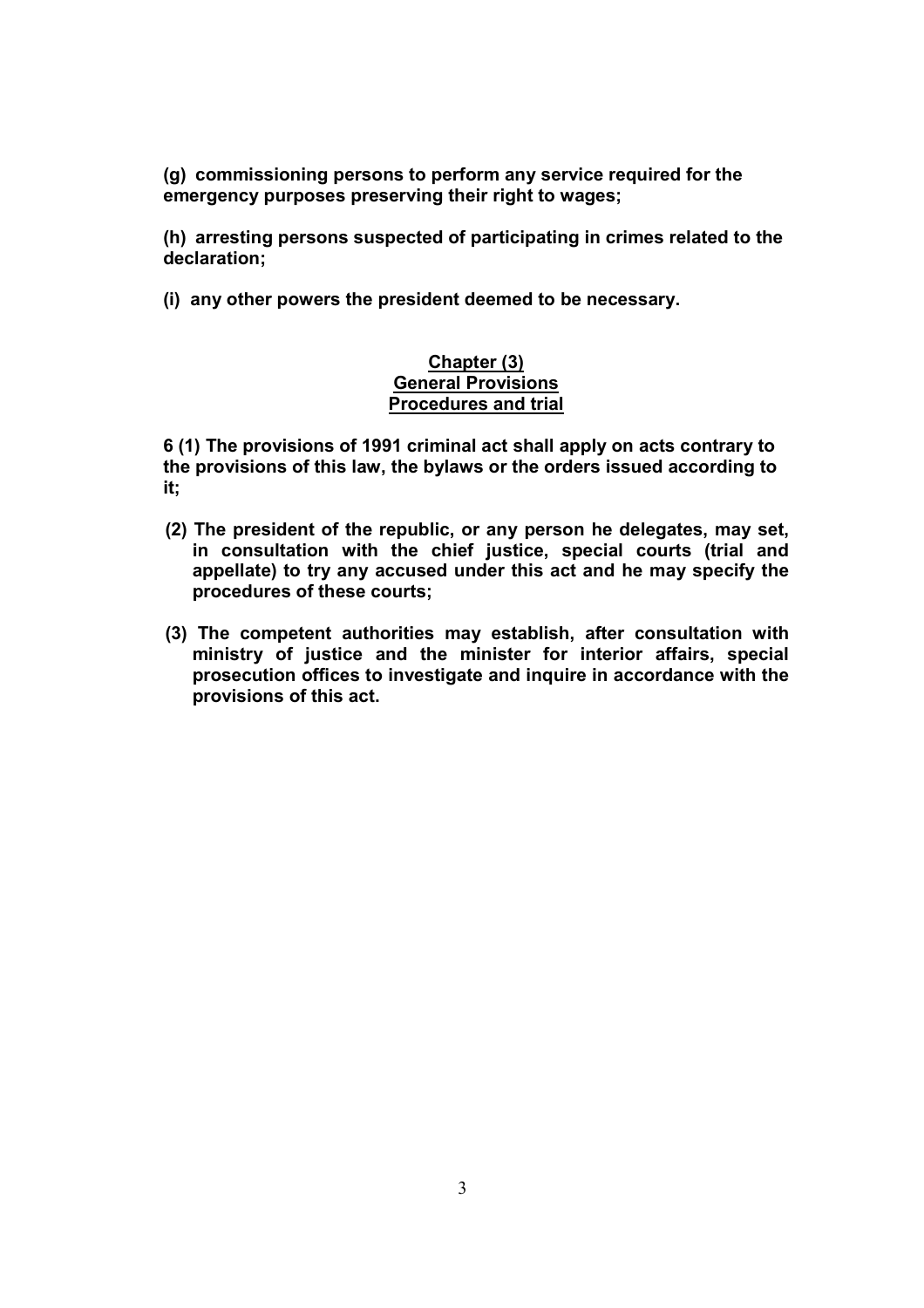**(g) commissioning persons to perform any service required for the emergency purposes preserving their right to wages;**

**(h) arresting persons suspected of participating in crimes related to the declaration;**

**(i) any other powers the president deemed to be necessary.**

## Chapter (3)
## General Provisions
## Procedures and trial

**6 (1) The provisions of 1991 criminal act shall apply on acts contrary to the provisions of this law, the bylaws or the orders issued according to it;**

**(2) The president of the republic, or any person he delegates, may set, in consultation with the chief justice, special courts (trial and appellate) to try any accused under this act and he may specify the procedures of these courts;**

**(3) The competent authorities may establish, after consultation with ministry of justice and the minister for interior affairs, special prosecution offices to investigate and inquire in accordance with the provisions of this act.**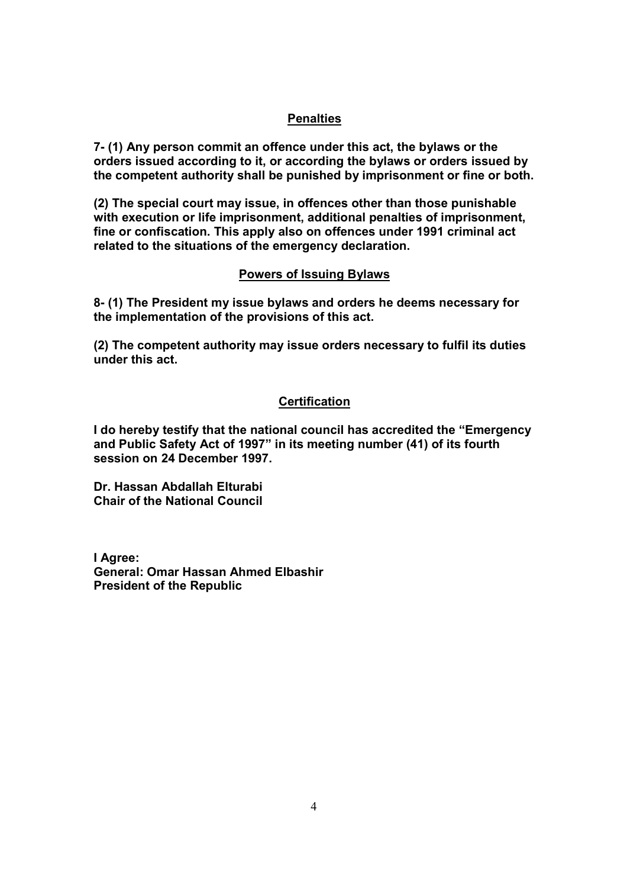## Penalties

**7- (1) Any person commit an offence under this act, the bylaws or the orders issued according to it, or according the bylaws or orders issued by the competent authority shall be punished by imprisonment or fine or both.**

**(2) The special court may issue, in offences other than those punishable with execution or life imprisonment, additional penalties of imprisonment, fine or confiscation. This apply also on offences under 1991 criminal act related to the situations of the emergency declaration.**

## Powers of Issuing Bylaws

**8- (1) The President my issue bylaws and orders he deems necessary for the implementation of the provisions of this act.**

**(2) The competent authority may issue orders necessary to fulfil its duties under this act.**

## Certification

**I do hereby testify that the national council has accredited the "Emergency and Public Safety Act of 1997" in its meeting number (41) of its fourth session on 24 December 1997.**

**Dr. Hassan Abdallah Elturabi**
**Chair of the National Council**

**I Agree:**
**General: Omar Hassan Ahmed Elbashir**
**President of the Republic**